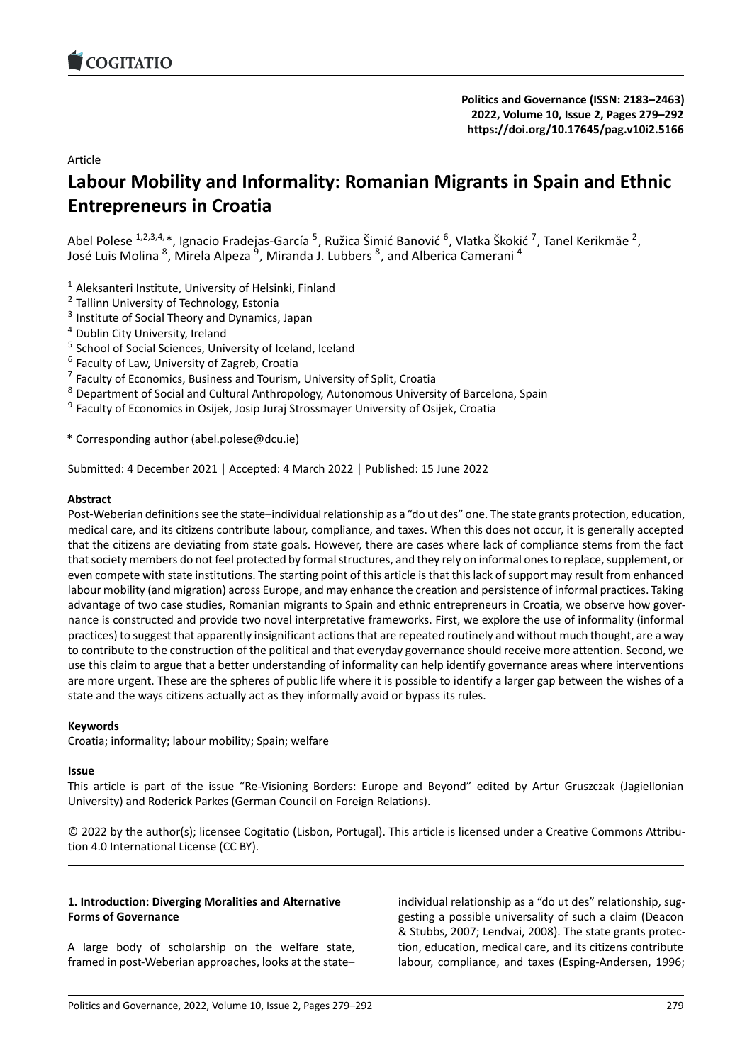Article

# Labour Mobility and Informality: Romanian Migrants in Spain and Ethnic Entrepreneurs in Croatia

Abel Polese [1,2,3,4,*], Ignacio Fradejas-García [5], Ružica Šimić Banović [6], Vlatka Škokić [7], Tanel Kerikmäe [2], José Luis Molina [8], Mirela Alpeza [9], Miranda J. Lubbers [8], and Alberica Camerani [4]

[1] Aleksanteri Institute, University of Helsinki, Finland
[2] Tallinn University of Technology, Estonia
[3] Institute of Social Theory and Dynamics, Japan
[4] Dublin City University, Ireland
[5] School of Social Sciences, University of Iceland, Iceland
[6] Faculty of Law, University of Zagreb, Croatia
[7] Faculty of Economics, Business and Tourism, University of Split, Croatia
[8] Department of Social and Cultural Anthropology, Autonomous University of Barcelona, Spain
[9] Faculty of Economics in Osijek, Josip Juraj Strossmayer University of Osijek, Croatia

* Corresponding author (abel.polese@dcu.ie)

Submitted: 4 December 2021 | Accepted: 4 March 2022 | Published: 15 June 2022

**Abstract**

Post-Weberian definitions see the state–individual relationship as a "do ut des" one. The state grants protection, education, medical care, and its citizens contribute labour, compliance, and taxes. When this does not occur, it is generally accepted that the citizens are deviating from state goals. However, there are cases where lack of compliance stems from the fact that society members do not feel protected by formal structures, and they rely on informal ones to replace, supplement, or even compete with state institutions. The starting point of this article is that this lack of support may result from enhanced labour mobility (and migration) across Europe, and may enhance the creation and persistence of informal practices. Taking advantage of two case studies, Romanian migrants to Spain and ethnic entrepreneurs in Croatia, we observe how governance is constructed and provide two novel interpretative frameworks. First, we explore the use of informality (informal practices) to suggest that apparently insignificant actions that are repeated routinely and without much thought, are a way to contribute to the construction of the political and that everyday governance should receive more attention. Second, we use this claim to argue that a better understanding of informality can help identify governance areas where interventions are more urgent. These are the spheres of public life where it is possible to identify a larger gap between the wishes of a state and the ways citizens actually act as they informally avoid or bypass its rules.

**Keywords**

Croatia; informality; labour mobility; Spain; welfare

**Issue**

This article is part of the issue "Re-Visioning Borders: Europe and Beyond" edited by Artur Gruszczak (Jagiellonian University) and Roderick Parkes (German Council on Foreign Relations).

© 2022 by the author(s); licensee Cogitatio (Lisbon, Portugal). This article is licensed under a Creative Commons Attribution 4.0 International License (CC BY).

## 1. Introduction: Diverging Moralities and Alternative Forms of Governance

A large body of scholarship on the welfare state, framed in post-Weberian approaches, looks at the state–individual relationship as a "do ut des" relationship, suggesting a possible universality of such a claim (Deacon & Stubbs, 2007; Lendvai, 2008). The state grants protection, education, medical care, and its citizens contribute labour, compliance, and taxes (Esping-Andersen, 1996;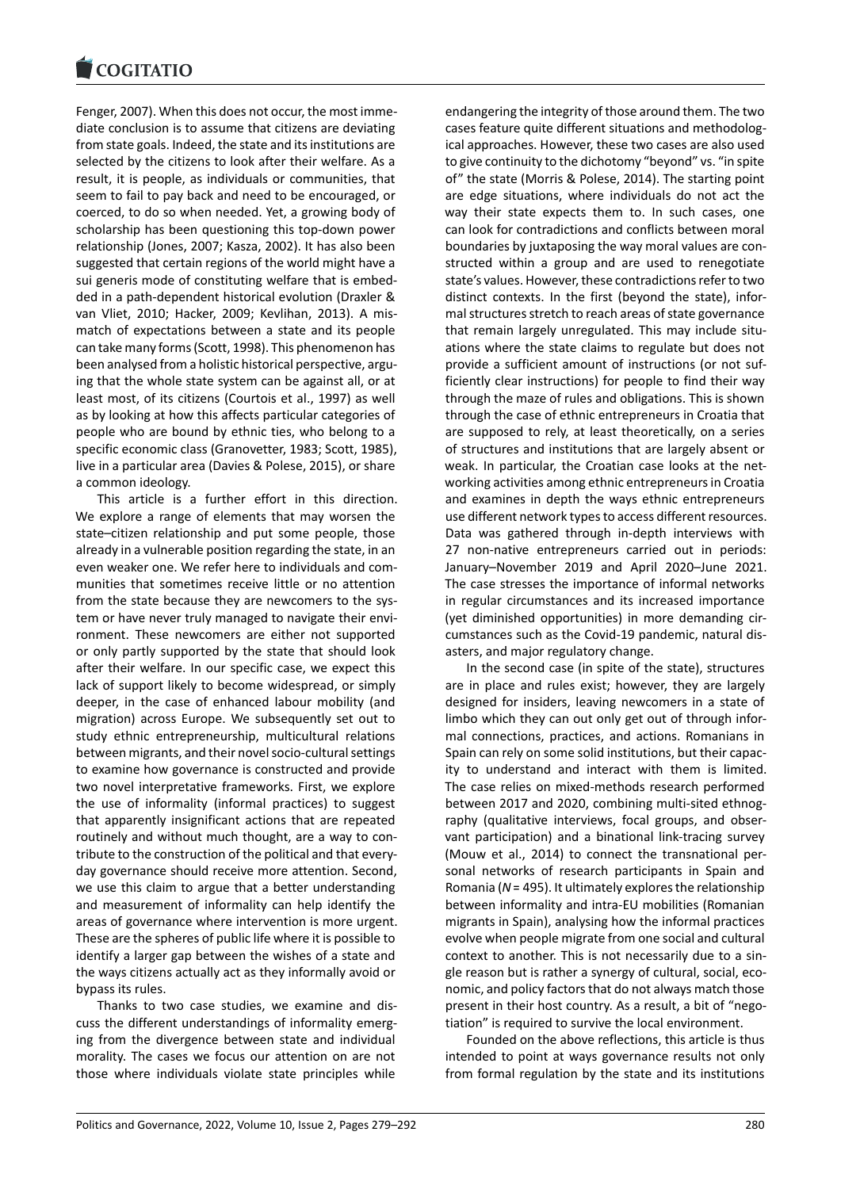Fenger, 2007). When this does not occur, the most immediate conclusion is to assume that citizens are deviating from state goals. Indeed, the state and its institutions are selected by the citizens to look after their welfare. As a result, it is people, as individuals or communities, that seem to fail to pay back and need to be encouraged, or coerced, to do so when needed. Yet, a growing body of scholarship has been questioning this top-down power relationship (Jones, 2007; Kasza, 2002). It has also been suggested that certain regions of the world might have a sui generis mode of constituting welfare that is embedded in a path-dependent historical evolution (Draxler & van Vliet, 2010; Hacker, 2009; Kevlihan, 2013). A mismatch of expectations between a state and its people can take many forms (Scott, 1998). This phenomenon has been analysed from a holistic historical perspective, arguing that the whole state system can be against all, or at least most, of its citizens (Courtois et al., 1997) as well as by looking at how this affects particular categories of people who are bound by ethnic ties, who belong to a specific economic class (Granovetter, 1983; Scott, 1985), live in a particular area (Davies & Polese, 2015), or share a common ideology.

This article is a further effort in this direction. We explore a range of elements that may worsen the state–citizen relationship and put some people, those already in a vulnerable position regarding the state, in an even weaker one. We refer here to individuals and communities that sometimes receive little or no attention from the state because they are newcomers to the system or have never truly managed to navigate their environment. These newcomers are either not supported or only partly supported by the state that should look after their welfare. In our specific case, we expect this lack of support likely to become widespread, or simply deeper, in the case of enhanced labour mobility (and migration) across Europe. We subsequently set out to study ethnic entrepreneurship, multicultural relations between migrants, and their novel socio-cultural settings to examine how governance is constructed and provide two novel interpretative frameworks. First, we explore the use of informality (informal practices) to suggest that apparently insignificant actions that are repeated routinely and without much thought, are a way to contribute to the construction of the political and that everyday governance should receive more attention. Second, we use this claim to argue that a better understanding and measurement of informality can help identify the areas of governance where intervention is more urgent. These are the spheres of public life where it is possible to identify a larger gap between the wishes of a state and the ways citizens actually act as they informally avoid or bypass its rules.

Thanks to two case studies, we examine and discuss the different understandings of informality emerging from the divergence between state and individual morality. The cases we focus our attention on are not those where individuals violate state principles while endangering the integrity of those around them. The two cases feature quite different situations and methodological approaches. However, these two cases are also used to give continuity to the dichotomy "beyond" vs. "in spite of" the state (Morris & Polese, 2014). The starting point are edge situations, where individuals do not act the way their state expects them to. In such cases, one can look for contradictions and conflicts between moral boundaries by juxtaposing the way moral values are constructed within a group and are used to renegotiate state's values. However, these contradictions refer to two distinct contexts. In the first (beyond the state), informal structures stretch to reach areas of state governance that remain largely unregulated. This may include situations where the state claims to regulate but does not provide a sufficient amount of instructions (or not sufficiently clear instructions) for people to find their way through the maze of rules and obligations. This is shown through the case of ethnic entrepreneurs in Croatia that are supposed to rely, at least theoretically, on a series of structures and institutions that are largely absent or weak. In particular, the Croatian case looks at the networking activities among ethnic entrepreneurs in Croatia and examines in depth the ways ethnic entrepreneurs use different network types to access different resources. Data was gathered through in-depth interviews with 27 non-native entrepreneurs carried out in periods: January–November 2019 and April 2020–June 2021. The case stresses the importance of informal networks in regular circumstances and its increased importance (yet diminished opportunities) in more demanding circumstances such as the Covid-19 pandemic, natural disasters, and major regulatory change.

In the second case (in spite of the state), structures are in place and rules exist; however, they are largely designed for insiders, leaving newcomers in a state of limbo which they can out only get out of through informal connections, practices, and actions. Romanians in Spain can rely on some solid institutions, but their capacity to understand and interact with them is limited. The case relies on mixed-methods research performed between 2017 and 2020, combining multi-sited ethnography (qualitative interviews, focal groups, and observant participation) and a binational link-tracing survey (Mouw et al., 2014) to connect the transnational personal networks of research participants in Spain and Romania (*N* = 495). It ultimately explores the relationship between informality and intra-EU mobilities (Romanian migrants in Spain), analysing how the informal practices evolve when people migrate from one social and cultural context to another. This is not necessarily due to a single reason but is rather a synergy of cultural, social, economic, and policy factors that do not always match those present in their host country. As a result, a bit of "negotiation" is required to survive the local environment.

Founded on the above reflections, this article is thus intended to point at ways governance results not only from formal regulation by the state and its institutions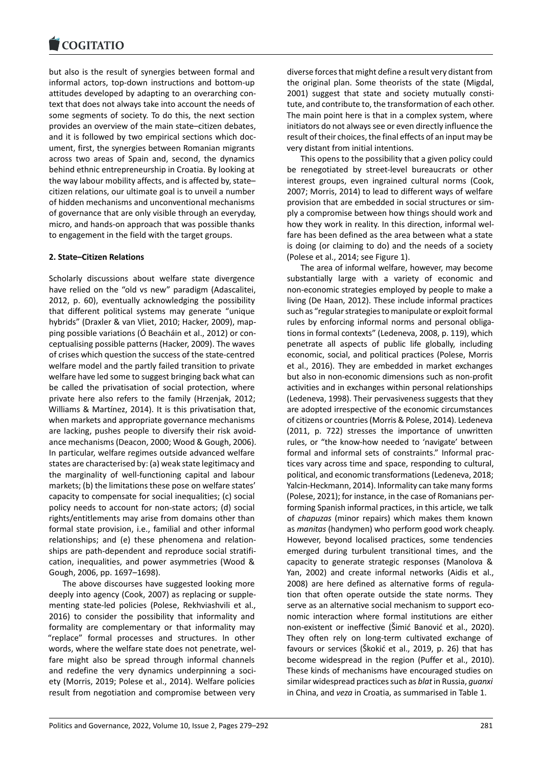but also is the result of synergies between formal and informal actors, top-down instructions and bottom-up attitudes developed by adapting to an overarching context that does not always take into account the needs of some segments of society. To do this, the next section provides an overview of the main state–citizen debates, and it is followed by two empirical sections which document, first, the synergies between Romanian migrants across two areas of Spain and, second, the dynamics behind ethnic entrepreneurship in Croatia. By looking at the way labour mobility affects, and is affected by, state–citizen relations, our ultimate goal is to unveil a number of hidden mechanisms and unconventional mechanisms of governance that are only visible through an everyday, micro, and hands-on approach that was possible thanks to engagement in the field with the target groups.

## 2. State–Citizen Relations

Scholarly discussions about welfare state divergence have relied on the "old vs new" paradigm (Adascalitei, 2012, p. 60), eventually acknowledging the possibility that different political systems may generate "unique hybrids" (Draxler & van Vliet, 2010; Hacker, 2009), mapping possible variations (Ó Beacháin et al., 2012) or conceptualising possible patterns (Hacker, 2009). The waves of crises which question the success of the state-centred welfare model and the partly failed transition to private welfare have led some to suggest bringing back what can be called the privatisation of social protection, where private here also refers to the family (Hrzenjak, 2012; Williams & Martínez, 2014). It is this privatisation that, when markets and appropriate governance mechanisms are lacking, pushes people to diversify their risk avoidance mechanisms (Deacon, 2000; Wood & Gough, 2006). In particular, welfare regimes outside advanced welfare states are characterised by: (a) weak state legitimacy and the marginality of well-functioning capital and labour markets; (b) the limitations these pose on welfare states' capacity to compensate for social inequalities; (c) social policy needs to account for non-state actors; (d) social rights/entitlements may arise from domains other than formal state provision, i.e., familial and other informal relationships; and (e) these phenomena and relationships are path-dependent and reproduce social stratification, inequalities, and power asymmetries (Wood & Gough, 2006, pp. 1697–1698).

The above discourses have suggested looking more deeply into agency (Cook, 2007) as replacing or supplementing state-led policies (Polese, Rekhviashvili et al., 2016) to consider the possibility that informality and formality are complementary or that informality may "replace" formal processes and structures. In other words, where the welfare state does not penetrate, welfare might also be spread through informal channels and redefine the very dynamics underpinning a society (Morris, 2019; Polese et al., 2014). Welfare policies result from negotiation and compromise between very diverse forces that might define a result very distant from the original plan. Some theorists of the state (Migdal, 2001) suggest that state and society mutually constitute, and contribute to, the transformation of each other. The main point here is that in a complex system, where initiators do not always see or even directly influence the result of their choices, the final effects of an input may be very distant from initial intentions.

This opens to the possibility that a given policy could be renegotiated by street-level bureaucrats or other interest groups, even ingrained cultural norms (Cook, 2007; Morris, 2014) to lead to different ways of welfare provision that are embedded in social structures or simply a compromise between how things should work and how they work in reality. In this direction, informal welfare has been defined as the area between what a state is doing (or claiming to do) and the needs of a society (Polese et al., 2014; see Figure 1).

The area of informal welfare, however, may become substantially large with a variety of economic and non-economic strategies employed by people to make a living (De Haan, 2012). These include informal practices such as "regular strategies to manipulate or exploit formal rules by enforcing informal norms and personal obligations in formal contexts" (Ledeneva, 2008, p. 119), which penetrate all aspects of public life globally, including economic, social, and political practices (Polese, Morris et al., 2016). They are embedded in market exchanges but also in non-economic dimensions such as non-profit activities and in exchanges within personal relationships (Ledeneva, 1998). Their pervasiveness suggests that they are adopted irrespective of the economic circumstances of citizens or countries (Morris & Polese, 2014). Ledeneva (2011, p. 722) stresses the importance of unwritten rules, or "the know-how needed to 'navigate' between formal and informal sets of constraints." Informal practices vary across time and space, responding to cultural, political, and economic transformations (Ledeneva, 2018; Yalcin-Heckmann, 2014). Informality can take many forms (Polese, 2021); for instance, in the case of Romanians performing Spanish informal practices, in this article, we talk of *chapuzas* (minor repairs) which makes them known as *manitas* (handymen) who perform good work cheaply. However, beyond localised practices, some tendencies emerged during turbulent transitional times, and the capacity to generate strategic responses (Manolova & Yan, 2002) and create informal networks (Aidis et al., 2008) are here defined as alternative forms of regulation that often operate outside the state norms. They serve as an alternative social mechanism to support economic interaction where formal institutions are either non-existent or ineffective (Šimić Banović et al., 2020). They often rely on long-term cultivated exchange of favours or services (Škokić et al., 2019, p. 26) that has become widespread in the region (Puffer et al., 2010). These kinds of mechanisms have encouraged studies on similar widespread practices such as *blat* in Russia, *guanxi* in China, and *veza* in Croatia, as summarised in Table 1.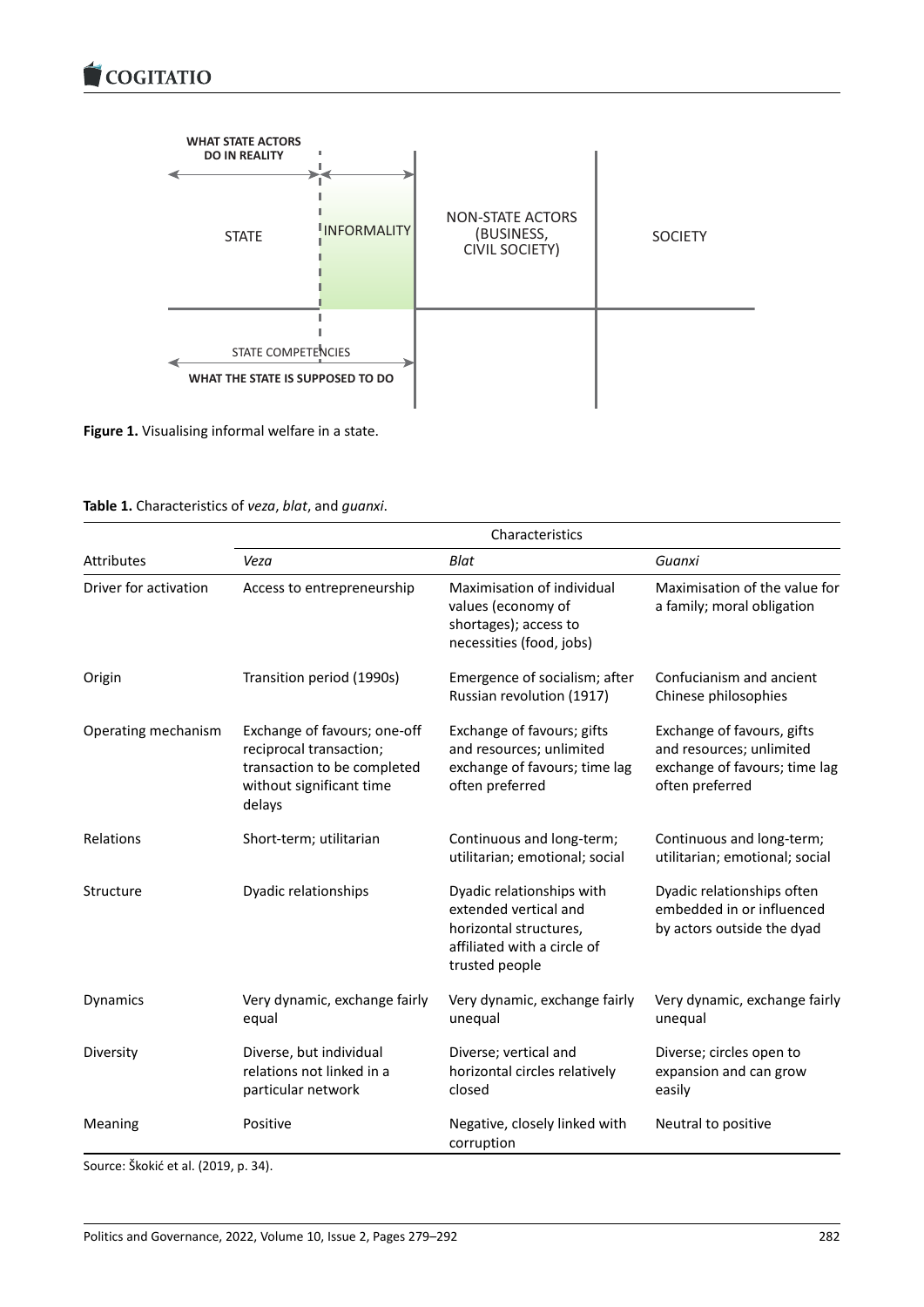**Figure 1.** Visualising informal welfare in a state.

**Table 1.** Characteristics of *veza*, *blat*, and *guanxi*.

| Attributes | Characteristics | | |
|---|---|---|---|
| | *Veza* | *Blat* | *Guanxi* |
| Driver for activation | Access to entrepreneurship | Maximisation of individual values (economy of shortages); access to necessities (food, jobs) | Maximisation of the value for a family; moral obligation |
| Origin | Transition period (1990s) | Emergence of socialism; after Russian revolution (1917) | Confucianism and ancient Chinese philosophies |
| Operating mechanism | Exchange of favours; one-off reciprocal transaction; transaction to be completed without significant time delays | Exchange of favours; gifts and resources; unlimited exchange of favours; time lag often preferred | Exchange of favours, gifts and resources; unlimited exchange of favours; time lag often preferred |
| Relations | Short-term; utilitarian | Continuous and long-term; utilitarian; emotional; social | Continuous and long-term; utilitarian; emotional; social |
| Structure | Dyadic relationships | Dyadic relationships with extended vertical and horizontal structures, affiliated with a circle of trusted people | Dyadic relationships often embedded in or influenced by actors outside the dyad |
| Dynamics | Very dynamic, exchange fairly equal | Very dynamic, exchange fairly unequal | Very dynamic, exchange fairly unequal |
| Diversity | Diverse, but individual relations not linked in a particular network | Diverse; vertical and horizontal circles relatively closed | Diverse; circles open to expansion and can grow easily |
| Meaning | Positive | Negative, closely linked with corruption | Neutral to positive |

Source: Škokić et al. (2019, p. 34).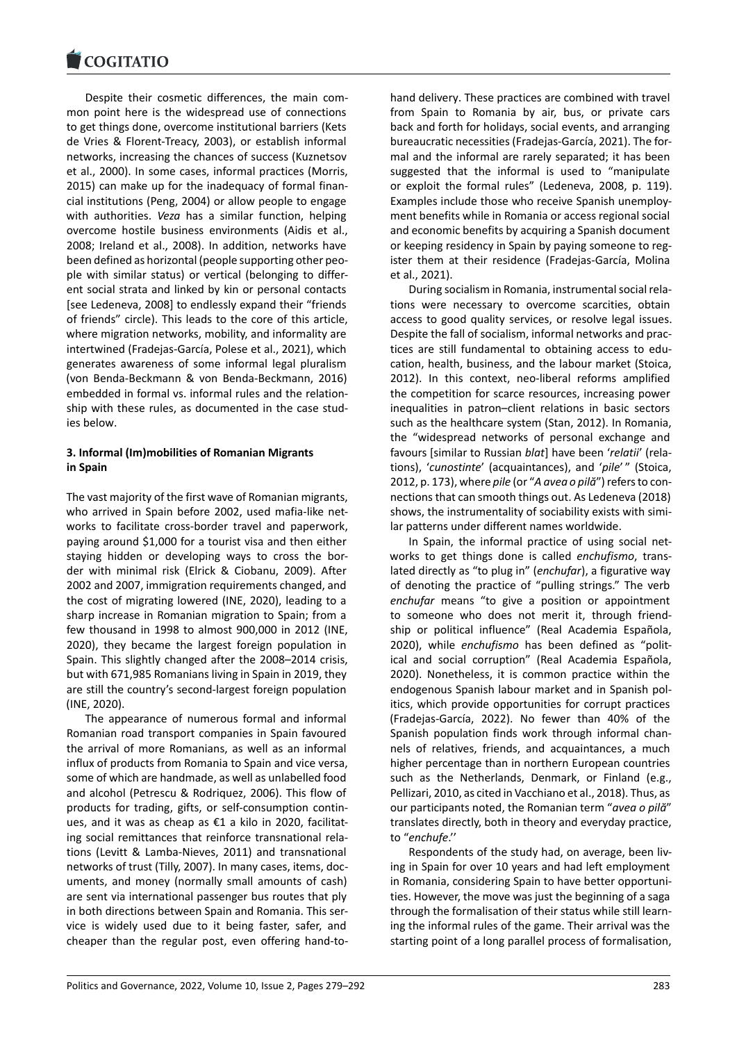Despite their cosmetic differences, the main common point here is the widespread use of connections to get things done, overcome institutional barriers (Kets de Vries & Florent-Treacy, 2003), or establish informal networks, increasing the chances of success (Kuznetsov et al., 2000). In some cases, informal practices (Morris, 2015) can make up for the inadequacy of formal financial institutions (Peng, 2004) or allow people to engage with authorities. *Veza* has a similar function, helping overcome hostile business environments (Aidis et al., 2008; Ireland et al., 2008). In addition, networks have been defined as horizontal (people supporting other people with similar status) or vertical (belonging to different social strata and linked by kin or personal contacts [see Ledeneva, 2008] to endlessly expand their "friends of friends" circle). This leads to the core of this article, where migration networks, mobility, and informality are intertwined (Fradejas-García, Polese et al., 2021), which generates awareness of some informal legal pluralism (von Benda-Beckmann & von Benda-Beckmann, 2016) embedded in formal vs. informal rules and the relationship with these rules, as documented in the case studies below.

## 3. Informal (Im)mobilities of Romanian Migrants in Spain

The vast majority of the first wave of Romanian migrants, who arrived in Spain before 2002, used mafia-like networks to facilitate cross-border travel and paperwork, paying around $1,000 for a tourist visa and then either staying hidden or developing ways to cross the border with minimal risk (Elrick & Ciobanu, 2009). After 2002 and 2007, immigration requirements changed, and the cost of migrating lowered (INE, 2020), leading to a sharp increase in Romanian migration to Spain; from a few thousand in 1998 to almost 900,000 in 2012 (INE, 2020), they became the largest foreign population in Spain. This slightly changed after the 2008–2014 crisis, but with 671,985 Romanians living in Spain in 2019, they are still the country's second-largest foreign population (INE, 2020).

The appearance of numerous formal and informal Romanian road transport companies in Spain favoured the arrival of more Romanians, as well as an informal influx of products from Romania to Spain and vice versa, some of which are handmade, as well as unlabelled food and alcohol (Petrescu & Rodriquez, 2006). This flow of products for trading, gifts, or self-consumption continues, and it was as cheap as €1 a kilo in 2020, facilitating social remittances that reinforce transnational relations (Levitt & Lamba-Nieves, 2011) and transnational networks of trust (Tilly, 2007). In many cases, items, documents, and money (normally small amounts of cash) are sent via international passenger bus routes that ply in both directions between Spain and Romania. This service is widely used due to it being faster, safer, and cheaper than the regular post, even offering hand-to-hand delivery. These practices are combined with travel from Spain to Romania by air, bus, or private cars back and forth for holidays, social events, and arranging bureaucratic necessities (Fradejas-García, 2021). The formal and the informal are rarely separated; it has been suggested that the informal is used to "manipulate or exploit the formal rules" (Ledeneva, 2008, p. 119). Examples include those who receive Spanish unemployment benefits while in Romania or access regional social and economic benefits by acquiring a Spanish document or keeping residency in Spain by paying someone to register them at their residence (Fradejas-García, Molina et al., 2021).

During socialism in Romania, instrumental social relations were necessary to overcome scarcities, obtain access to good quality services, or resolve legal issues. Despite the fall of socialism, informal networks and practices are still fundamental to obtaining access to education, health, business, and the labour market (Stoica, 2012). In this context, neo-liberal reforms amplified the competition for scarce resources, increasing power inequalities in patron–client relations in basic sectors such as the healthcare system (Stan, 2012). In Romania, the "widespread networks of personal exchange and favours [similar to Russian *blat*] have been '*relatii*' (relations), '*cunostinte*' (acquaintances), and '*pile*' " (Stoica, 2012, p. 173), where *pile* (or "*A avea o pilă*") refers to connections that can smooth things out. As Ledeneva (2018) shows, the instrumentality of sociability exists with similar patterns under different names worldwide.

In Spain, the informal practice of using social networks to get things done is called *enchufismo*, translated directly as "to plug in" (*enchufar*), a figurative way of denoting the practice of "pulling strings." The verb *enchufar* means "to give a position or appointment to someone who does not merit it, through friendship or political influence" (Real Academia Española, 2020), while *enchufismo* has been defined as "political and social corruption" (Real Academia Española, 2020). Nonetheless, it is common practice within the endogenous Spanish labour market and in Spanish politics, which provide opportunities for corrupt practices (Fradejas-García, 2022). No fewer than 40% of the Spanish population finds work through informal channels of relatives, friends, and acquaintances, a much higher percentage than in northern European countries such as the Netherlands, Denmark, or Finland (e.g., Pellizari, 2010, as cited in Vacchiano et al., 2018). Thus, as our participants noted, the Romanian term "*avea o pilă*" translates directly, both in theory and everyday practice, to "*enchufe*."

Respondents of the study had, on average, been living in Spain for over 10 years and had left employment in Romania, considering Spain to have better opportunities. However, the move was just the beginning of a saga through the formalisation of their status while still learning the informal rules of the game. Their arrival was the starting point of a long parallel process of formalisation,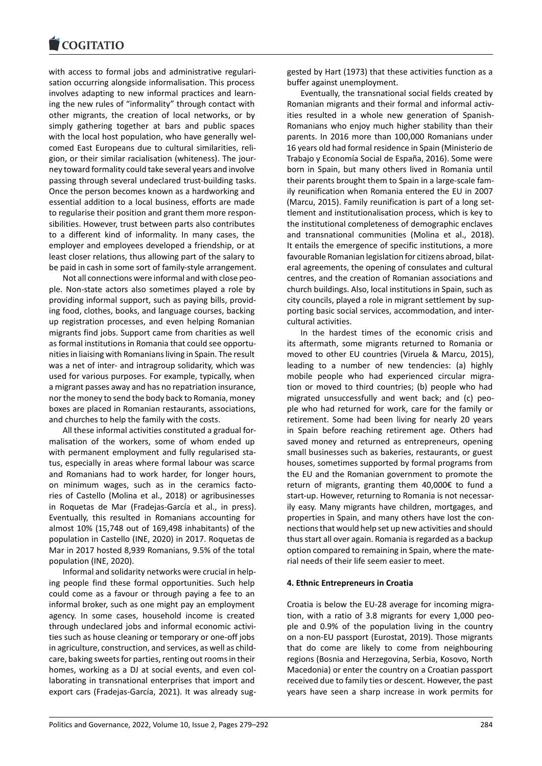with access to formal jobs and administrative regularisation occurring alongside informalisation. This process involves adapting to new informal practices and learning the new rules of "informality" through contact with other migrants, the creation of local networks, or by simply gathering together at bars and public spaces with the local host population, who have generally welcomed East Europeans due to cultural similarities, religion, or their similar racialisation (whiteness). The journey toward formality could take several years and involve passing through several undeclared trust-building tasks. Once the person becomes known as a hardworking and essential addition to a local business, efforts are made to regularise their position and grant them more responsibilities. However, trust between parts also contributes to a different kind of informality. In many cases, the employer and employees developed a friendship, or at least closer relations, thus allowing part of the salary to be paid in cash in some sort of family-style arrangement.

Not all connections were informal and with close people. Non-state actors also sometimes played a role by providing informal support, such as paying bills, providing food, clothes, books, and language courses, backing up registration processes, and even helping Romanian migrants find jobs. Support came from charities as well as formal institutions in Romania that could see opportunities in liaising with Romanians living in Spain. The result was a net of inter- and intragroup solidarity, which was used for various purposes. For example, typically, when a migrant passes away and has no repatriation insurance, nor the money to send the body back to Romania, money boxes are placed in Romanian restaurants, associations, and churches to help the family with the costs.

All these informal activities constituted a gradual formalisation of the workers, some of whom ended up with permanent employment and fully regularised status, especially in areas where formal labour was scarce and Romanians had to work harder, for longer hours, on minimum wages, such as in the ceramics factories of Castello (Molina et al., 2018) or agribusinesses in Roquetas de Mar (Fradejas-García et al., in press). Eventually, this resulted in Romanians accounting for almost 10% (15,748 out of 169,498 inhabitants) of the population in Castello (INE, 2020) in 2017. Roquetas de Mar in 2017 hosted 8,939 Romanians, 9.5% of the total population (INE, 2020).

Informal and solidarity networks were crucial in helping people find these formal opportunities. Such help could come as a favour or through paying a fee to an informal broker, such as one might pay an employment agency. In some cases, household income is created through undeclared jobs and informal economic activities such as house cleaning or temporary or one-off jobs in agriculture, construction, and services, as well as childcare, baking sweets for parties, renting out rooms in their homes, working as a DJ at social events, and even collaborating in transnational enterprises that import and export cars (Fradejas-García, 2021). It was already suggested by Hart (1973) that these activities function as a buffer against unemployment.

Eventually, the transnational social fields created by Romanian migrants and their formal and informal activities resulted in a whole new generation of Spanish-Romanians who enjoy much higher stability than their parents. In 2016 more than 100,000 Romanians under 16 years old had formal residence in Spain (Ministerio de Trabajo y Economía Social de España, 2016). Some were born in Spain, but many others lived in Romania until their parents brought them to Spain in a large-scale family reunification when Romania entered the EU in 2007 (Marcu, 2015). Family reunification is part of a long settlement and institutionalisation process, which is key to the institutional completeness of demographic enclaves and transnational communities (Molina et al., 2018). It entails the emergence of specific institutions, a more favourable Romanian legislation for citizens abroad, bilateral agreements, the opening of consulates and cultural centres, and the creation of Romanian associations and church buildings. Also, local institutions in Spain, such as city councils, played a role in migrant settlement by supporting basic social services, accommodation, and intercultural activities.

In the hardest times of the economic crisis and its aftermath, some migrants returned to Romania or moved to other EU countries (Viruela & Marcu, 2015), leading to a number of new tendencies: (a) highly mobile people who had experienced circular migration or moved to third countries; (b) people who had migrated unsuccessfully and went back; and (c) people who had returned for work, care for the family or retirement. Some had been living for nearly 20 years in Spain before reaching retirement age. Others had saved money and returned as entrepreneurs, opening small businesses such as bakeries, restaurants, or guest houses, sometimes supported by formal programs from the EU and the Romanian government to promote the return of migrants, granting them 40,000€ to fund a start-up. However, returning to Romania is not necessarily easy. Many migrants have children, mortgages, and properties in Spain, and many others have lost the connections that would help set up new activities and should thus start all over again. Romania is regarded as a backup option compared to remaining in Spain, where the material needs of their life seem easier to meet.

## 4. Ethnic Entrepreneurs in Croatia

Croatia is below the EU-28 average for incoming migration, with a ratio of 3.8 migrants for every 1,000 people and 0.9% of the population living in the country on a non-EU passport (Eurostat, 2019). Those migrants that do come are likely to come from neighbouring regions (Bosnia and Herzegovina, Serbia, Kosovo, North Macedonia) or enter the country on a Croatian passport received due to family ties or descent. However, the past years have seen a sharp increase in work permits for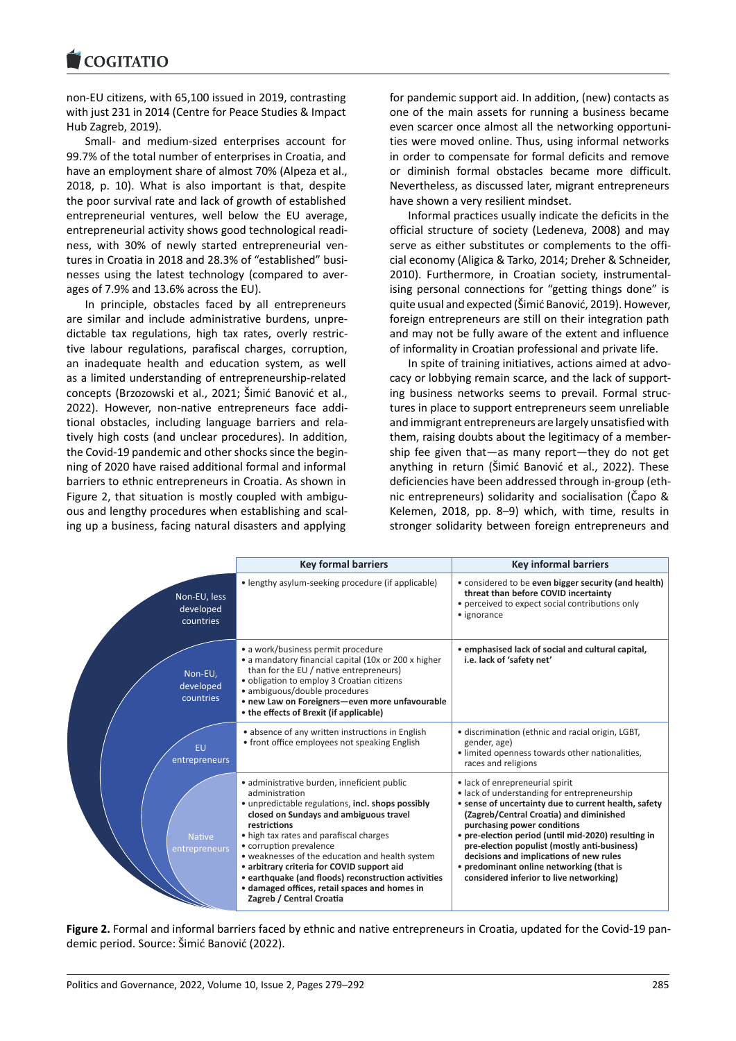non-EU citizens, with 65,100 issued in 2019, contrasting with just 231 in 2014 (Centre for Peace Studies & Impact Hub Zagreb, 2019).

Small- and medium-sized enterprises account for 99.7% of the total number of enterprises in Croatia, and have an employment share of almost 70% (Alpeza et al., 2018, p. 10). What is also important is that, despite the poor survival rate and lack of growth of established entrepreneurial ventures, well below the EU average, entrepreneurial activity shows good technological readiness, with 30% of newly started entrepreneurial ventures in Croatia in 2018 and 28.3% of "established" businesses using the latest technology (compared to averages of 7.9% and 13.6% across the EU).

In principle, obstacles faced by all entrepreneurs are similar and include administrative burdens, unpredictable tax regulations, high tax rates, overly restrictive labour regulations, parafiscal charges, corruption, an inadequate health and education system, as well as a limited understanding of entrepreneurship-related concepts (Brzozowski et al., 2021; Šimić Banović et al., 2022). However, non-native entrepreneurs face additional obstacles, including language barriers and relatively high costs (and unclear procedures). In addition, the Covid-19 pandemic and other shocks since the beginning of 2020 have raised additional formal and informal barriers to ethnic entrepreneurs in Croatia. As shown in Figure 2, that situation is mostly coupled with ambiguous and lengthy procedures when establishing and scaling up a business, facing natural disasters and applying for pandemic support aid. In addition, (new) contacts as one of the main assets for running a business became even scarcer once almost all the networking opportunities were moved online. Thus, using informal networks in order to compensate for formal deficits and remove or diminish formal obstacles became more difficult. Nevertheless, as discussed later, migrant entrepreneurs have shown a very resilient mindset.

Informal practices usually indicate the deficits in the official structure of society (Ledeneva, 2008) and may serve as either substitutes or complements to the official economy (Aligica & Tarko, 2014; Dreher & Schneider, 2010). Furthermore, in Croatian society, instrumentalising personal connections for "getting things done" is quite usual and expected (Šimić Banović, 2019). However, foreign entrepreneurs are still on their integration path and may not be fully aware of the extent and influence of informality in Croatian professional and private life.

In spite of training initiatives, actions aimed at advocacy or lobbying remain scarce, and the lack of supporting business networks seems to prevail. Formal structures in place to support entrepreneurs seem unreliable and immigrant entrepreneurs are largely unsatisfied with them, raising doubts about the legitimacy of a membership fee given that—as many report—they do not get anything in return (Šimić Banović et al., 2022). These deficiencies have been addressed through in-group (ethnic entrepreneurs) solidarity and socialisation (Čapo & Kelemen, 2018, pp. 8–9) which, with time, results in stronger solidarity between foreign entrepreneurs and

| | Key formal barriers | Key informal barriers |
|---|---|---|
| Non-EU, less developed countries | • lengthy asylum-seeking procedure (if applicable) | • considered to be **even bigger security (and health) threat than before COVID uncertainty**<br>• perceived to expect social contributions only<br>• ignorance |
| Non-EU, developed countries | • a work/business permit procedure<br>• a mandatory financial capital (10x or 200 x higher than for the EU / native entrepreneurs)<br>• obligation to employ 3 Croatian citizens<br>• ambiguous/double procedures<br>• **new Law on Foreigners—even more unfavourable**<br>• **the effects of Brexit (if applicable)** | • **emphasised lack of social and cultural capital, i.e. lack of 'safety net'** |
| EU entrepreneurs | • absence of any written instructions in English<br>• front office employees not speaking English | • discrimination (ethnic and racial origin, LGBT, gender, age)<br>• limited openness towards other nationalities, races and religions |
| Native entrepreneurs | • administrative burden, inneficient public administration<br>• unpredictable regulations, **incl. shops possibly closed on Sundays and ambiguous travel restrictions**<br>• high tax rates and parafiscal charges<br>• corruption prevalence<br>• weaknesses of the education and health system<br>• **arbitrary criteria for COVID support aid**<br>• **earthquake (and floods) reconstruction activities**<br>• **damaged offices, retail spaces and homes in Zagreb / Central Croatia** | • lack of enrepreneurial spirit<br>• lack of understanding for entrepreneurship<br>• **sense of uncertainty due to current health, safety (Zagreb/Central Croatia) and diminished purchasing power conditions**<br>• **pre-election period (until mid-2020) resulting in pre-election populist (mostly anti-business) decisions and implications of new rules**<br>• **predominant online networking (that is considered inferior to live networking)** |

**Figure 2.** Formal and informal barriers faced by ethnic and native entrepreneurs in Croatia, updated for the Covid-19 pandemic period. Source: Šimić Banović (2022).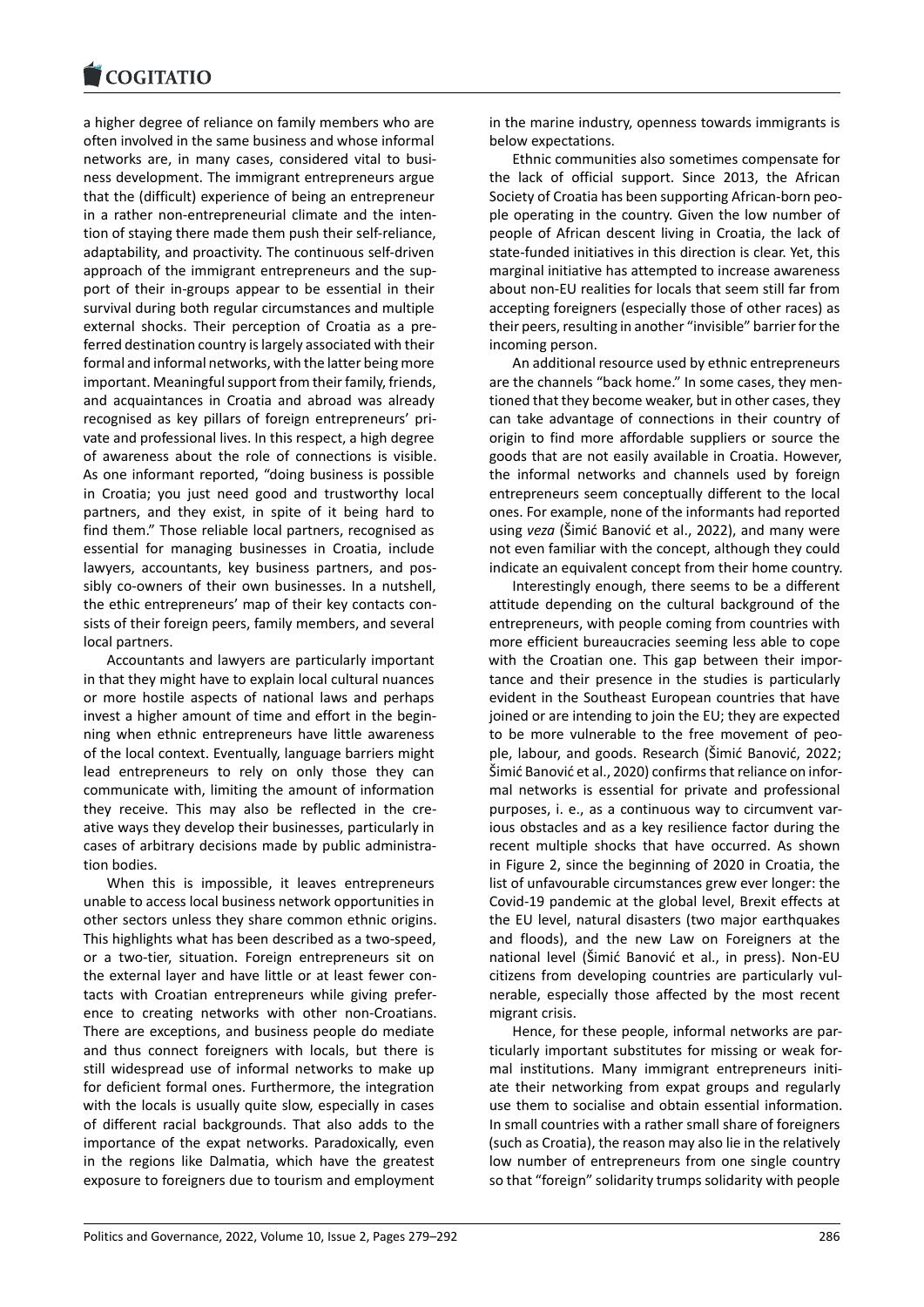a higher degree of reliance on family members who are often involved in the same business and whose informal networks are, in many cases, considered vital to business development. The immigrant entrepreneurs argue that the (difficult) experience of being an entrepreneur in a rather non-entrepreneurial climate and the intention of staying there made them push their self-reliance, adaptability, and proactivity. The continuous self-driven approach of the immigrant entrepreneurs and the support of their in-groups appear to be essential in their survival during both regular circumstances and multiple external shocks. Their perception of Croatia as a preferred destination country is largely associated with their formal and informal networks, with the latter being more important. Meaningful support from their family, friends, and acquaintances in Croatia and abroad was already recognised as key pillars of foreign entrepreneurs' private and professional lives. In this respect, a high degree of awareness about the role of connections is visible. As one informant reported, "doing business is possible in Croatia; you just need good and trustworthy local partners, and they exist, in spite of it being hard to find them." Those reliable local partners, recognised as essential for managing businesses in Croatia, include lawyers, accountants, key business partners, and possibly co-owners of their own businesses. In a nutshell, the ethic entrepreneurs' map of their key contacts consists of their foreign peers, family members, and several local partners.

Accountants and lawyers are particularly important in that they might have to explain local cultural nuances or more hostile aspects of national laws and perhaps invest a higher amount of time and effort in the beginning when ethnic entrepreneurs have little awareness of the local context. Eventually, language barriers might lead entrepreneurs to rely on only those they can communicate with, limiting the amount of information they receive. This may also be reflected in the creative ways they develop their businesses, particularly in cases of arbitrary decisions made by public administration bodies.

When this is impossible, it leaves entrepreneurs unable to access local business network opportunities in other sectors unless they share common ethnic origins. This highlights what has been described as a two-speed, or a two-tier, situation. Foreign entrepreneurs sit on the external layer and have little or at least fewer contacts with Croatian entrepreneurs while giving preference to creating networks with other non-Croatians. There are exceptions, and business people do mediate and thus connect foreigners with locals, but there is still widespread use of informal networks to make up for deficient formal ones. Furthermore, the integration with the locals is usually quite slow, especially in cases of different racial backgrounds. That also adds to the importance of the expat networks. Paradoxically, even in the regions like Dalmatia, which have the greatest exposure to foreigners due to tourism and employment in the marine industry, openness towards immigrants is below expectations.

Ethnic communities also sometimes compensate for the lack of official support. Since 2013, the African Society of Croatia has been supporting African-born people operating in the country. Given the low number of people of African descent living in Croatia, the lack of state-funded initiatives in this direction is clear. Yet, this marginal initiative has attempted to increase awareness about non-EU realities for locals that seem still far from accepting foreigners (especially those of other races) as their peers, resulting in another "invisible" barrier for the incoming person.

An additional resource used by ethnic entrepreneurs are the channels "back home." In some cases, they mentioned that they become weaker, but in other cases, they can take advantage of connections in their country of origin to find more affordable suppliers or source the goods that are not easily available in Croatia. However, the informal networks and channels used by foreign entrepreneurs seem conceptually different to the local ones. For example, none of the informants had reported using *veza* (Šimić Banović et al., 2022), and many were not even familiar with the concept, although they could indicate an equivalent concept from their home country.

Interestingly enough, there seems to be a different attitude depending on the cultural background of the entrepreneurs, with people coming from countries with more efficient bureaucracies seeming less able to cope with the Croatian one. This gap between their importance and their presence in the studies is particularly evident in the Southeast European countries that have joined or are intending to join the EU; they are expected to be more vulnerable to the free movement of people, labour, and goods. Research (Šimić Banović, 2022; Šimić Banović et al., 2020) confirms that reliance on informal networks is essential for private and professional purposes, i. e., as a continuous way to circumvent various obstacles and as a key resilience factor during the recent multiple shocks that have occurred. As shown in Figure 2, since the beginning of 2020 in Croatia, the list of unfavourable circumstances grew ever longer: the Covid-19 pandemic at the global level, Brexit effects at the EU level, natural disasters (two major earthquakes and floods), and the new Law on Foreigners at the national level (Šimić Banović et al., in press). Non-EU citizens from developing countries are particularly vulnerable, especially those affected by the most recent migrant crisis.

Hence, for these people, informal networks are particularly important substitutes for missing or weak formal institutions. Many immigrant entrepreneurs initiate their networking from expat groups and regularly use them to socialise and obtain essential information. In small countries with a rather small share of foreigners (such as Croatia), the reason may also lie in the relatively low number of entrepreneurs from one single country so that "foreign" solidarity trumps solidarity with people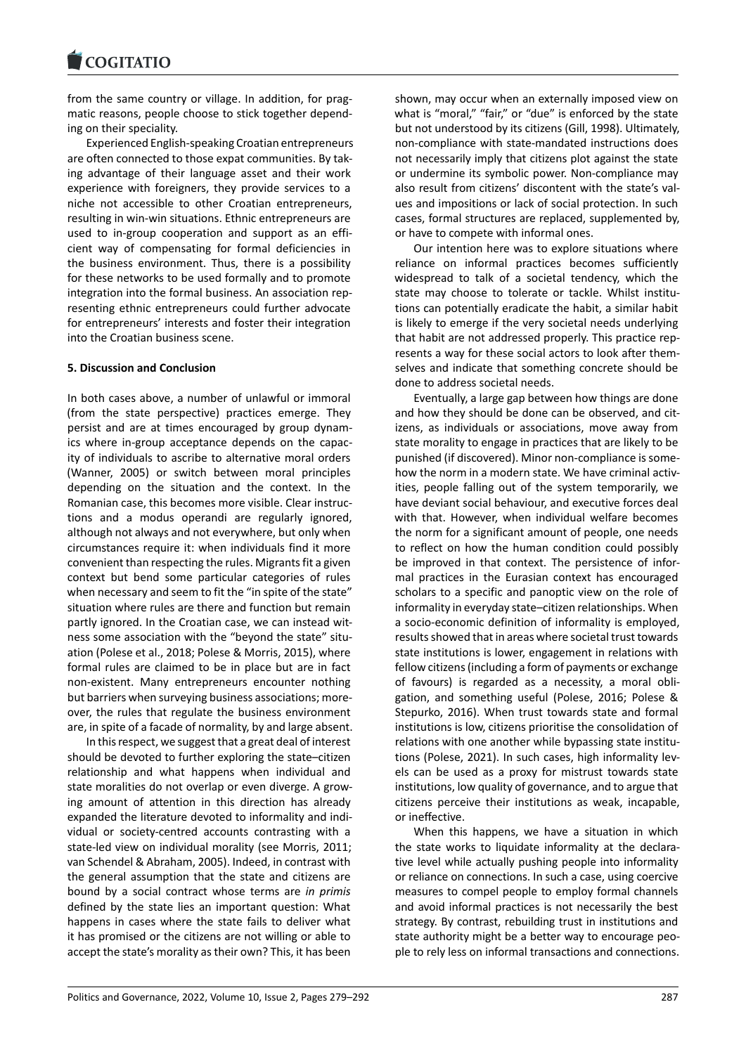from the same country or village. In addition, for pragmatic reasons, people choose to stick together depending on their speciality.

Experienced English-speaking Croatian entrepreneurs are often connected to those expat communities. By taking advantage of their language asset and their work experience with foreigners, they provide services to a niche not accessible to other Croatian entrepreneurs, resulting in win-win situations. Ethnic entrepreneurs are used to in-group cooperation and support as an efficient way of compensating for formal deficiencies in the business environment. Thus, there is a possibility for these networks to be used formally and to promote integration into the formal business. An association representing ethnic entrepreneurs could further advocate for entrepreneurs' interests and foster their integration into the Croatian business scene.

## 5. Discussion and Conclusion

In both cases above, a number of unlawful or immoral (from the state perspective) practices emerge. They persist and are at times encouraged by group dynamics where in-group acceptance depends on the capacity of individuals to ascribe to alternative moral orders (Wanner, 2005) or switch between moral principles depending on the situation and the context. In the Romanian case, this becomes more visible. Clear instructions and a modus operandi are regularly ignored, although not always and not everywhere, but only when circumstances require it: when individuals find it more convenient than respecting the rules. Migrants fit a given context but bend some particular categories of rules when necessary and seem to fit the "in spite of the state" situation where rules are there and function but remain partly ignored. In the Croatian case, we can instead witness some association with the "beyond the state" situation (Polese et al., 2018; Polese & Morris, 2015), where formal rules are claimed to be in place but are in fact non-existent. Many entrepreneurs encounter nothing but barriers when surveying business associations; moreover, the rules that regulate the business environment are, in spite of a facade of normality, by and large absent.

In this respect, we suggest that a great deal of interest should be devoted to further exploring the state–citizen relationship and what happens when individual and state moralities do not overlap or even diverge. A growing amount of attention in this direction has already expanded the literature devoted to informality and individual or society-centred accounts contrasting with a state-led view on individual morality (see Morris, 2011; van Schendel & Abraham, 2005). Indeed, in contrast with the general assumption that the state and citizens are bound by a social contract whose terms are *in primis* defined by the state lies an important question: What happens in cases where the state fails to deliver what it has promised or the citizens are not willing or able to accept the state's morality as their own? This, it has been shown, may occur when an externally imposed view on what is "moral," "fair," or "due" is enforced by the state but not understood by its citizens (Gill, 1998). Ultimately, non-compliance with state-mandated instructions does not necessarily imply that citizens plot against the state or undermine its symbolic power. Non-compliance may also result from citizens' discontent with the state's values and impositions or lack of social protection. In such cases, formal structures are replaced, supplemented by, or have to compete with informal ones.

Our intention here was to explore situations where reliance on informal practices becomes sufficiently widespread to talk of a societal tendency, which the state may choose to tolerate or tackle. Whilst institutions can potentially eradicate the habit, a similar habit is likely to emerge if the very societal needs underlying that habit are not addressed properly. This practice represents a way for these social actors to look after themselves and indicate that something concrete should be done to address societal needs.

Eventually, a large gap between how things are done and how they should be done can be observed, and citizens, as individuals or associations, move away from state morality to engage in practices that are likely to be punished (if discovered). Minor non-compliance is somehow the norm in a modern state. We have criminal activities, people falling out of the system temporarily, we have deviant social behaviour, and executive forces deal with that. However, when individual welfare becomes the norm for a significant amount of people, one needs to reflect on how the human condition could possibly be improved in that context. The persistence of informal practices in the Eurasian context has encouraged scholars to a specific and panoptic view on the role of informality in everyday state–citizen relationships. When a socio-economic definition of informality is employed, results showed that in areas where societal trust towards state institutions is lower, engagement in relations with fellow citizens (including a form of payments or exchange of favours) is regarded as a necessity, a moral obligation, and something useful (Polese, 2016; Polese & Stepurko, 2016). When trust towards state and formal institutions is low, citizens prioritise the consolidation of relations with one another while bypassing state institutions (Polese, 2021). In such cases, high informality levels can be used as a proxy for mistrust towards state institutions, low quality of governance, and to argue that citizens perceive their institutions as weak, incapable, or ineffective.

When this happens, we have a situation in which the state works to liquidate informality at the declarative level while actually pushing people into informality or reliance on connections. In such a case, using coercive measures to compel people to employ formal channels and avoid informal practices is not necessarily the best strategy. By contrast, rebuilding trust in institutions and state authority might be a better way to encourage people to rely less on informal transactions and connections.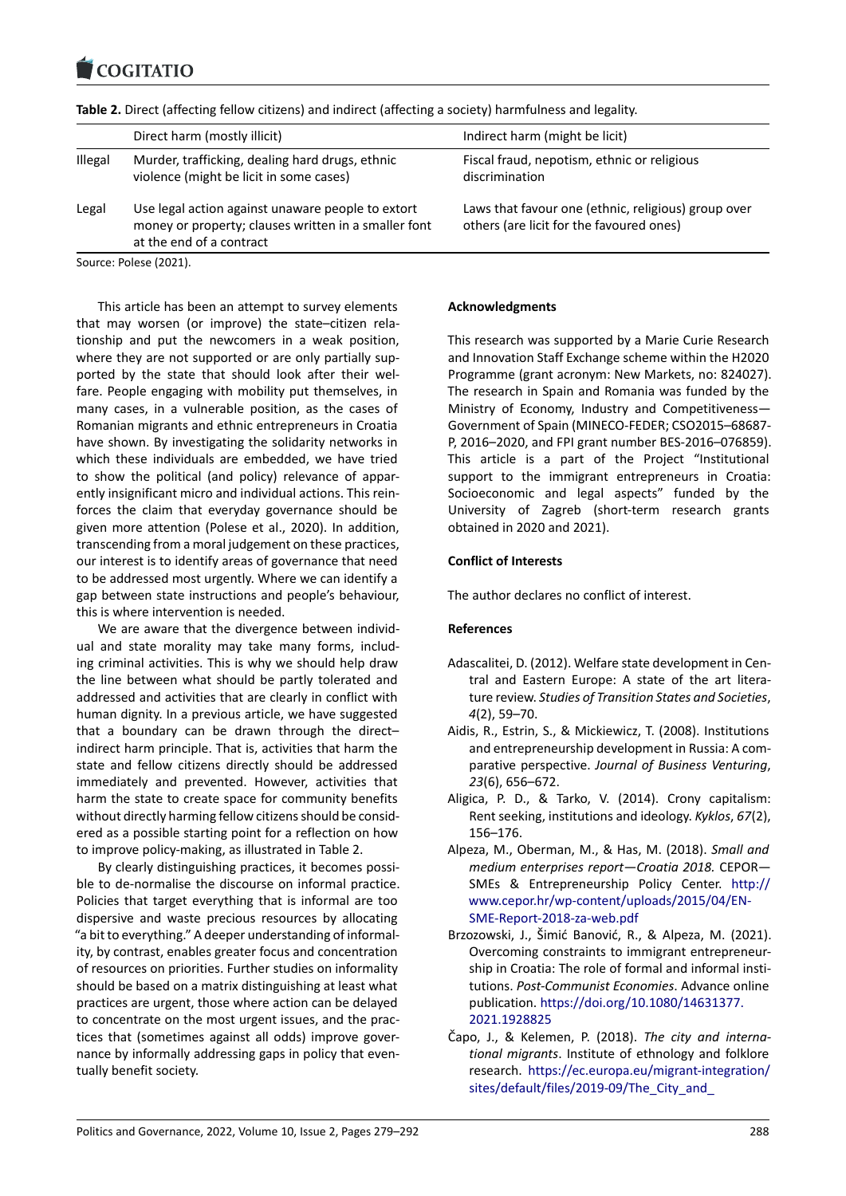**Table 2.** Direct (affecting fellow citizens) and indirect (affecting a society) harmfulness and legality.

| | Direct harm (mostly illicit) | Indirect harm (might be licit) |
|---|---|---|
| Illegal | Murder, trafficking, dealing hard drugs, ethnic violence (might be licit in some cases) | Fiscal fraud, nepotism, ethnic or religious discrimination |
| Legal | Use legal action against unaware people to extort money or property; clauses written in a smaller font at the end of a contract | Laws that favour one (ethnic, religious) group over others (are licit for the favoured ones) |

Source: Polese (2021).

This article has been an attempt to survey elements that may worsen (or improve) the state–citizen relationship and put the newcomers in a weak position, where they are not supported or are only partially supported by the state that should look after their welfare. People engaging with mobility put themselves, in many cases, in a vulnerable position, as the cases of Romanian migrants and ethnic entrepreneurs in Croatia have shown. By investigating the solidarity networks in which these individuals are embedded, we have tried to show the political (and policy) relevance of apparently insignificant micro and individual actions. This reinforces the claim that everyday governance should be given more attention (Polese et al., 2020). In addition, transcending from a moral judgement on these practices, our interest is to identify areas of governance that need to be addressed most urgently. Where we can identify a gap between state instructions and people's behaviour, this is where intervention is needed.

We are aware that the divergence between individual and state morality may take many forms, including criminal activities. This is why we should help draw the line between what should be partly tolerated and addressed and activities that are clearly in conflict with human dignity. In a previous article, we have suggested that a boundary can be drawn through the direct–indirect harm principle. That is, activities that harm the state and fellow citizens directly should be addressed immediately and prevented. However, activities that harm the state to create space for community benefits without directly harming fellow citizens should be considered as a possible starting point for a reflection on how to improve policy-making, as illustrated in Table 2.

By clearly distinguishing practices, it becomes possible to de-normalise the discourse on informal practice. Policies that target everything that is informal are too dispersive and waste precious resources by allocating "a bit to everything." A deeper understanding of informality, by contrast, enables greater focus and concentration of resources on priorities. Further studies on informality should be based on a matrix distinguishing at least what practices are urgent, those where action can be delayed to concentrate on the most urgent issues, and the practices that (sometimes against all odds) improve governance by informally addressing gaps in policy that eventually benefit society.

## Acknowledgments

This research was supported by a Marie Curie Research and Innovation Staff Exchange scheme within the H2020 Programme (grant acronym: New Markets, no: 824027). The research in Spain and Romania was funded by the Ministry of Economy, Industry and Competitiveness—Government of Spain (MINECO-FEDER; CSO2015–68687-P, 2016–2020, and FPI grant number BES-2016–076859). This article is a part of the Project "Institutional support to the immigrant entrepreneurs in Croatia: Socioeconomic and legal aspects" funded by the University of Zagreb (short-term research grants obtained in 2020 and 2021).

## Conflict of Interests

The author declares no conflict of interest.

## References

Adascalitei, D. (2012). Welfare state development in Central and Eastern Europe: A state of the art literature review. *Studies of Transition States and Societies*, *4*(2), 59–70.

Aidis, R., Estrin, S., & Mickiewicz, T. (2008). Institutions and entrepreneurship development in Russia: A comparative perspective. *Journal of Business Venturing*, *23*(6), 656–672.

Aligica, P. D., & Tarko, V. (2014). Crony capitalism: Rent seeking, institutions and ideology. *Kyklos*, *67*(2), 156–176.

Alpeza, M., Oberman, M., & Has, M. (2018). *Small and medium enterprises report—Croatia 2018*. CEPOR—SMEs & Entrepreneurship Policy Center. http://www.cepor.hr/wp-content/uploads/2015/04/EN-SME-Report-2018-za-web.pdf

Brzozowski, J., Šimić Banović, R., & Alpeza, M. (2021). Overcoming constraints to immigrant entrepreneurship in Croatia: The role of formal and informal institutions. *Post-Communist Economies*. Advance online publication. https://doi.org/10.1080/14631377.2021.1928825

Čapo, J., & Kelemen, P. (2018). *The city and international migrants*. Institute of ethnology and folklore research. https://ec.europa.eu/migrant-integration/sites/default/files/2019-09/The_City_and_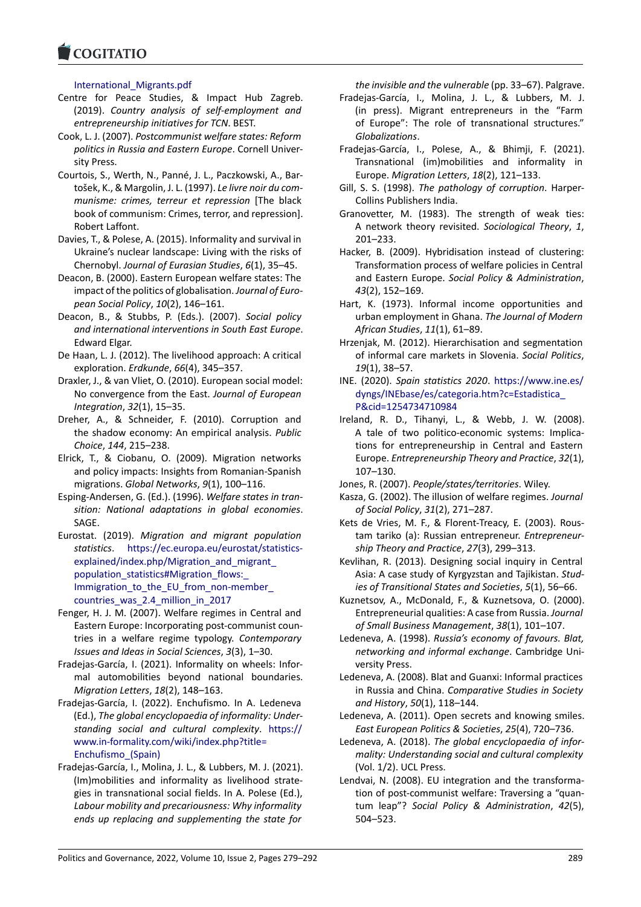International_Migrants.pdf

Centre for Peace Studies, & Impact Hub Zagreb. (2019). *Country analysis of self-employment and entrepreneurship initiatives for TCN*. BEST.

Cook, L. J. (2007). *Postcommunist welfare states: Reform politics in Russia and Eastern Europe*. Cornell University Press.

Courtois, S., Werth, N., Panné, J. L., Paczkowski, A., Bartošek, K., & Margolin, J. L. (1997). *Le livre noir du communisme: crimes, terreur et repression* [The black book of communism: Crimes, terror, and repression]. Robert Laffont.

Davies, T., & Polese, A. (2015). Informality and survival in Ukraine's nuclear landscape: Living with the risks of Chernobyl. *Journal of Eurasian Studies*, *6*(1), 35–45.

Deacon, B. (2000). Eastern European welfare states: The impact of the politics of globalisation. *Journal of European Social Policy*, *10*(2), 146–161.

Deacon, B., & Stubbs, P. (Eds.). (2007). *Social policy and international interventions in South East Europe*. Edward Elgar.

De Haan, L. J. (2012). The livelihood approach: A critical exploration. *Erdkunde*, *66*(4), 345–357.

Draxler, J., & van Vliet, O. (2010). European social model: No convergence from the East. *Journal of European Integration*, *32*(1), 15–35.

Dreher, A., & Schneider, F. (2010). Corruption and the shadow economy: An empirical analysis. *Public Choice*, *144*, 215–238.

Elrick, T., & Ciobanu, O. (2009). Migration networks and policy impacts: Insights from Romanian-Spanish migrations. *Global Networks*, *9*(1), 100–116.

Esping-Andersen, G. (Ed.). (1996). *Welfare states in transition: National adaptations in global economies*. SAGE.

Eurostat. (2019). *Migration and migrant population statistics*. https://ec.europa.eu/eurostat/statistics-explained/index.php/Migration_and_migrant_population_statistics#Migration_flows:_Immigration_to_the_EU_from_non-member_countries_was_2.4_million_in_2017

Fenger, H. J. M. (2007). Welfare regimes in Central and Eastern Europe: Incorporating post-communist countries in a welfare regime typology. *Contemporary Issues and Ideas in Social Sciences*, *3*(3), 1–30.

Fradejas-García, I. (2021). Informality on wheels: Informal automobilities beyond national boundaries. *Migration Letters*, *18*(2), 148–163.

Fradejas-García, I. (2022). Enchufismo. In A. Ledeneva (Ed.), *The global encyclopaedia of informality: Understanding social and cultural complexity*. https://www.in-formality.com/wiki/index.php?title=Enchufismo_(Spain)

Fradejas-García, I., Molina, J. L., & Lubbers, M. J. (2021). (Im)mobilities and informality as livelihood strategies in transnational social fields. In A. Polese (Ed.), *Labour mobility and precariousness: Why informality ends up replacing and supplementing the state for the invisible and the vulnerable* (pp. 33–67). Palgrave.

Fradejas-García, I., Molina, J. L., & Lubbers, M. J. (in press). Migrant entrepreneurs in the "Farm of Europe": The role of transnational structures." *Globalizations*.

Fradejas-García, I., Polese, A., & Bhimji, F. (2021). Transnational (im)mobilities and informality in Europe. *Migration Letters*, *18*(2), 121–133.

Gill, S. S. (1998). *The pathology of corruption*. HarperCollins Publishers India.

Granovetter, M. (1983). The strength of weak ties: A network theory revisited. *Sociological Theory*, *1*, 201–233.

Hacker, B. (2009). Hybridisation instead of clustering: Transformation process of welfare policies in Central and Eastern Europe. *Social Policy & Administration*, *43*(2), 152–169.

Hart, K. (1973). Informal income opportunities and urban employment in Ghana. *The Journal of Modern African Studies*, *11*(1), 61–89.

Hrzenjak, M. (2012). Hierarchisation and segmentation of informal care markets in Slovenia. *Social Politics*, *19*(1), 38–57.

INE. (2020). *Spain statistics 2020*. https://www.ine.es/dyngs/INEbase/es/categoria.htm?c=Estadistica_P&cid=1254734710984

Ireland, R. D., Tihanyi, L., & Webb, J. W. (2008). A tale of two politico-economic systems: Implications for entrepreneurship in Central and Eastern Europe. *Entrepreneurship Theory and Practice*, *32*(1), 107–130.

Jones, R. (2007). *People/states/territories*. Wiley.

Kasza, G. (2002). The illusion of welfare regimes. *Journal of Social Policy*, *31*(2), 271–287.

Kets de Vries, M. F., & Florent-Treacy, E. (2003). Roustam tariko (a): Russian entrepreneur. *Entrepreneurship Theory and Practice*, *27*(3), 299–313.

Kevlihan, R. (2013). Designing social inquiry in Central Asia: A case study of Kyrgyzstan and Tajikistan. *Studies of Transitional States and Societies*, *5*(1), 56–66.

Kuznetsov, A., McDonald, F., & Kuznetsova, O. (2000). Entrepreneurial qualities: A case from Russia. *Journal of Small Business Management*, *38*(1), 101–107.

Ledeneva, A. (1998). *Russia's economy of favours. Blat, networking and informal exchange*. Cambridge University Press.

Ledeneva, A. (2008). Blat and Guanxi: Informal practices in Russia and China. *Comparative Studies in Society and History*, *50*(1), 118–144.

Ledeneva, A. (2011). Open secrets and knowing smiles. *East European Politics & Societies*, *25*(4), 720–736.

Ledeneva, A. (2018). *The global encyclopaedia of informality: Understanding social and cultural complexity* (Vol. 1/2). UCL Press.

Lendvai, N. (2008). EU integration and the transformation of post-communist welfare: Traversing a "quantum leap"? *Social Policy & Administration*, *42*(5), 504–523.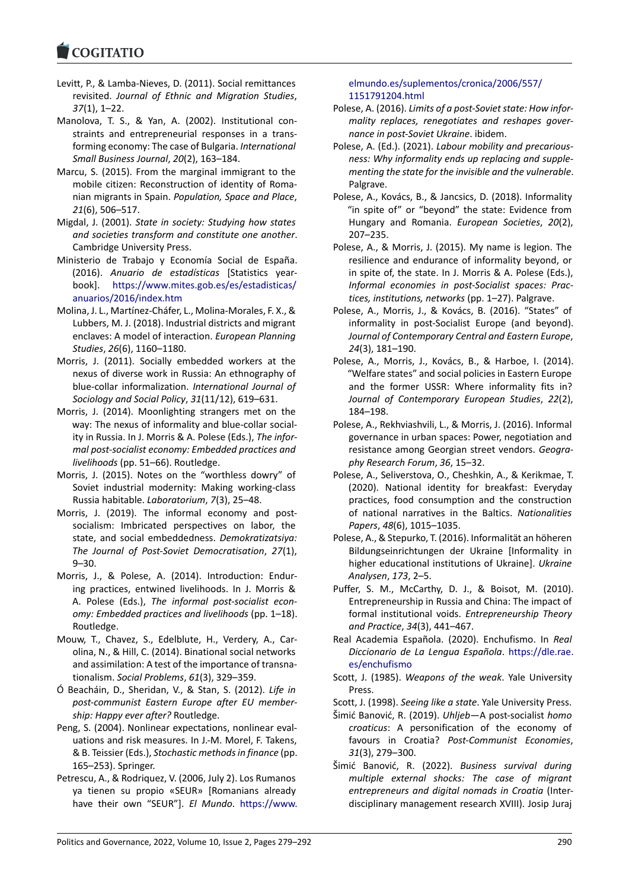Levitt, P., & Lamba-Nieves, D. (2011). Social remittances revisited. *Journal of Ethnic and Migration Studies*, *37*(1), 1–22.

Manolova, T. S., & Yan, A. (2002). Institutional constraints and entrepreneurial responses in a transforming economy: The case of Bulgaria. *International Small Business Journal*, *20*(2), 163–184.

Marcu, S. (2015). From the marginal immigrant to the mobile citizen: Reconstruction of identity of Romanian migrants in Spain. *Population, Space and Place*, *21*(6), 506–517.

Migdal, J. (2001). *State in society: Studying how states and societies transform and constitute one another*. Cambridge University Press.

Ministerio de Trabajo y Economía Social de España. (2016). *Anuario de estadísticas* [Statistics yearbook]. https://www.mites.gob.es/es/estadisticas/anuarios/2016/index.htm

Molina, J. L., Martínez-Cháfer, L., Molina-Morales, F. X., & Lubbers, M. J. (2018). Industrial districts and migrant enclaves: A model of interaction. *European Planning Studies*, *26*(6), 1160–1180.

Morris, J. (2011). Socially embedded workers at the nexus of diverse work in Russia: An ethnography of blue-collar informalization. *International Journal of Sociology and Social Policy*, *31*(11/12), 619–631.

Morris, J. (2014). Moonlighting strangers met on the way: The nexus of informality and blue-collar sociality in Russia. In J. Morris & A. Polese (Eds.), *The informal post-socialist economy: Embedded practices and livelihoods* (pp. 51–66). Routledge.

Morris, J. (2015). Notes on the "worthless dowry" of Soviet industrial modernity: Making working-class Russia habitable. *Laboratorium*, *7*(3), 25–48.

Morris, J. (2019). The informal economy and post-socialism: Imbricated perspectives on labor, the state, and social embeddedness. *Demokratizatsiya: The Journal of Post-Soviet Democratisation*, *27*(1), 9–30.

Morris, J., & Polese, A. (2014). Introduction: Enduring practices, entwined livelihoods. In J. Morris & A. Polese (Eds.), *The informal post-socialist economy: Embedded practices and livelihoods* (pp. 1–18). Routledge.

Mouw, T., Chavez, S., Edelblute, H., Verdery, A., Carolina, N., & Hill, C. (2014). Binational social networks and assimilation: A test of the importance of transnationalism. *Social Problems*, *61*(3), 329–359.

Ó Beacháin, D., Sheridan, V., & Stan, S. (2012). *Life in post-communist Eastern Europe after EU membership: Happy ever after?* Routledge.

Peng, S. (2004). Nonlinear expectations, nonlinear evaluations and risk measures. In J.-M. Morel, F. Takens, & B. Teissier (Eds.), *Stochastic methods in finance* (pp. 165–253). Springer.

Petrescu, A., & Rodriquez, V. (2006, July 2). Los Rumanos ya tienen su propio «SEUR» [Romanians already have their own "SEUR"]. *El Mundo*. https://www.elmundo.es/suplementos/cronica/2006/557/1151791204.html

Polese, A. (2016). *Limits of a post-Soviet state: How informality replaces, renegotiates and reshapes governance in post-Soviet Ukraine*. ibidem.

Polese, A. (Ed.). (2021). *Labour mobility and precariousness: Why informality ends up replacing and supplementing the state for the invisible and the vulnerable*. Palgrave.

Polese, A., Kovács, B., & Jancsics, D. (2018). Informality "in spite of" or "beyond" the state: Evidence from Hungary and Romania. *European Societies*, *20*(2), 207–235.

Polese, A., & Morris, J. (2015). My name is legion. The resilience and endurance of informality beyond, or in spite of, the state. In J. Morris & A. Polese (Eds.), *Informal economies in post-Socialist spaces: Practices, institutions, networks* (pp. 1–27). Palgrave.

Polese, A., Morris, J., & Kovács, B. (2016). "States" of informality in post-Socialist Europe (and beyond). *Journal of Contemporary Central and Eastern Europe*, *24*(3), 181–190.

Polese, A., Morris, J., Kovács, B., & Harboe, I. (2014). "Welfare states" and social policies in Eastern Europe and the former USSR: Where informality fits in? *Journal of Contemporary European Studies*, *22*(2), 184–198.

Polese, A., Rekhviashvili, L., & Morris, J. (2016). Informal governance in urban spaces: Power, negotiation and resistance among Georgian street vendors. *Geography Research Forum*, *36*, 15–32.

Polese, A., Seliverstova, O., Cheshkin, A., & Kerikmae, T. (2020). National identity for breakfast: Everyday practices, food consumption and the construction of national narratives in the Baltics. *Nationalities Papers*, *48*(6), 1015–1035.

Polese, A., & Stepurko, T. (2016). Informalität an höheren Bildungseinrichtungen der Ukraine [Informality in higher educational institutions of Ukraine]. *Ukraine Analysen*, *173*, 2–5.

Puffer, S. M., McCarthy, D. J., & Boisot, M. (2010). Entrepreneurship in Russia and China: The impact of formal institutional voids. *Entrepreneurship Theory and Practice*, *34*(3), 441–467.

Real Academia Española. (2020). Enchufismo. In *Real Diccionario de La Lengua Española*. https://dle.rae.es/enchufismo

Scott, J. (1985). *Weapons of the weak*. Yale University Press.

Scott, J. (1998). *Seeing like a state*. Yale University Press.

Šimić Banović, R. (2019). *Uhljeb*—A post-socialist *homo croaticus*: A personification of the economy of favours in Croatia? *Post-Communist Economies*, *31*(3), 279–300.

Šimić Banović, R. (2022). *Business survival during multiple external shocks: The case of migrant entrepreneurs and digital nomads in Croatia* (Interdisciplinary management research XVIII). Josip Juraj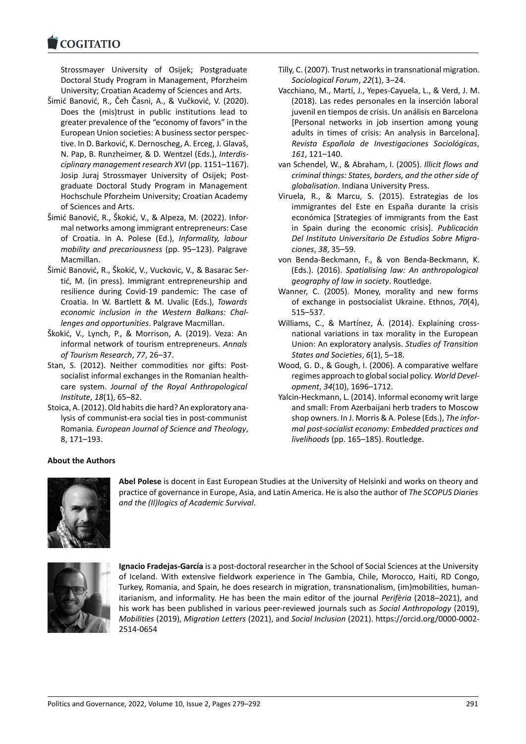Strossmayer University of Osijek; Postgraduate Doctoral Study Program in Management, Pforzheim University; Croatian Academy of Sciences and Arts.

Šimić Banović, R., Čeh Časni, A., & Vučković, V. (2020). Does the (mis)trust in public institutions lead to greater prevalence of the "economy of favors" in the European Union societies: A business sector perspective. In D. Barković, K. Dernoscheg, A. Erceg, J. Glavaš, N. Pap, B. Runzheimer, & D. Wentzel (Eds.), *Interdisciplinary management research XVI* (pp. 1151–1167). Josip Juraj Strossmayer University of Osijek; Postgraduate Doctoral Study Program in Management Hochschule Pforzheim University; Croatian Academy of Sciences and Arts.

Šimić Banović, R., Škokić, V., & Alpeza, M. (2022). Informal networks among immigrant entrepreneurs: Case of Croatia. In A. Polese (Ed.), *Informality, labour mobility and precariousness* (pp. 95–123). Palgrave Macmillan.

Šimić Banović, R., Škokić, V., Vuckovic, V., & Basarac Sertić, M. (in press). Immigrant entrepreneurship and resilience during Covid-19 pandemic: The case of Croatia. In W. Bartlett & M. Uvalic (Eds.), *Towards economic inclusion in the Western Balkans: Challenges and opportunities*. Palgrave Macmillan.

Škokić, V., Lynch, P., & Morrison, A. (2019). Veza: An informal network of tourism entrepreneurs. *Annals of Tourism Research*, *77*, 26–37.

Stan, S. (2012). Neither commodities nor gifts: Post-socialist informal exchanges in the Romanian healthcare system. *Journal of the Royal Anthropological Institute*, *18*(1), 65–82.

Stoica, A. (2012). Old habits die hard? An exploratory analysis of communist-era social ties in post-communist Romania. *European Journal of Science and Theology*, 8, 171–193.

Tilly, C. (2007). Trust networks in transnational migration. *Sociological Forum*, *22*(1), 3–24.

Vacchiano, M., Martí, J., Yepes-Cayuela, L., & Verd, J. M. (2018). Las redes personales en la inserción laboral juvenil en tiempos de crisis. Un análisis en Barcelona [Personal networks in job insertion among young adults in times of crisis: An analysis in Barcelona]. *Revista Española de Investigaciones Sociológicas*, *161*, 121–140.

van Schendel, W., & Abraham, I. (2005). *Illicit flows and criminal things: States, borders, and the other side of globalisation*. Indiana University Press.

Viruela, R., & Marcu, S. (2015). Estrategias de los immigrantes del Este en España durante la crisis económica [Strategies of immigrants from the East in Spain during the economic crisis]. *Publicación Del Instituto Universitario De Estudios Sobre Migraciones*, *38*, 35–59.

von Benda-Beckmann, F., & von Benda-Beckmann, K. (Eds.). (2016). *Spatialising law: An anthropological geography of law in society*. Routledge.

Wanner, C. (2005). Money, morality and new forms of exchange in postsocialist Ukraine. Ethnos, *70*(4), 515–537.

Williams, C., & Martínez, Á. (2014). Explaining cross-national variations in tax morality in the European Union: An exploratory analysis. *Studies of Transition States and Societies*, *6*(1), 5–18.

Wood, G. D., & Gough, I. (2006). A comparative welfare regimes approach to global social policy. *World Development*, *34*(10), 1696–1712.

Yalcin-Heckmann, L. (2014). Informal economy writ large and small: From Azerbaijani herb traders to Moscow shop owners. In J. Morris & A. Polese (Eds.), *The informal post-socialist economy: Embedded practices and livelihoods* (pp. 165–185). Routledge.

**About the Authors**

**Abel Polese** is docent in East European Studies at the University of Helsinki and works on theory and practice of governance in Europe, Asia, and Latin America. He is also the author of *The SCOPUS Diaries and the (Il)logics of Academic Survival*.

**Ignacio Fradejas-García** is a post-doctoral researcher in the School of Social Sciences at the University of Iceland. With extensive fieldwork experience in The Gambia, Chile, Morocco, Haiti, RD Congo, Turkey, Romania, and Spain, he does research in migration, transnationalism, (im)mobilities, humanitarianism, and informality. He has been the main editor of the journal *Perifèria* (2018–2021), and his work has been published in various peer-reviewed journals such as *Social Anthropology* (2019), *Mobilities* (2019), *Migration Letters* (2021), and *Social Inclusion* (2021). https://orcid.org/0000-0002-2514-0654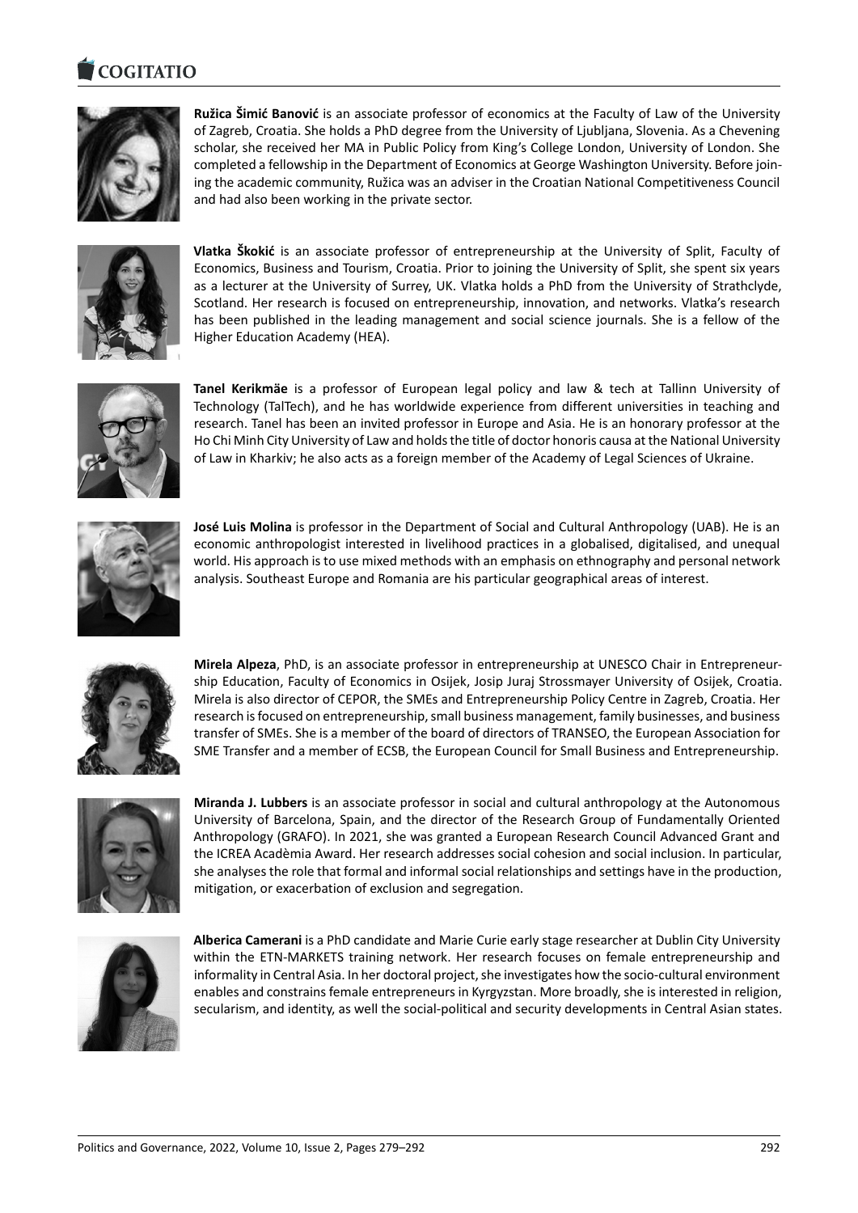**Ružica Šimić Banović** is an associate professor of economics at the Faculty of Law of the University of Zagreb, Croatia. She holds a PhD degree from the University of Ljubljana, Slovenia. As a Chevening scholar, she received her MA in Public Policy from King's College London, University of London. She completed a fellowship in the Department of Economics at George Washington University. Before joining the academic community, Ružica was an adviser in the Croatian National Competitiveness Council and had also been working in the private sector.

**Vlatka Škokić** is an associate professor of entrepreneurship at the University of Split, Faculty of Economics, Business and Tourism, Croatia. Prior to joining the University of Split, she spent six years as a lecturer at the University of Surrey, UK. Vlatka holds a PhD from the University of Strathclyde, Scotland. Her research is focused on entrepreneurship, innovation, and networks. Vlatka's research has been published in the leading management and social science journals. She is a fellow of the Higher Education Academy (HEA).

**Tanel Kerikmäe** is a professor of European legal policy and law & tech at Tallinn University of Technology (TalTech), and he has worldwide experience from different universities in teaching and research. Tanel has been an invited professor in Europe and Asia. He is an honorary professor at the Ho Chi Minh City University of Law and holds the title of doctor honoris causa at the National University of Law in Kharkiv; he also acts as a foreign member of the Academy of Legal Sciences of Ukraine.

**José Luis Molina** is professor in the Department of Social and Cultural Anthropology (UAB). He is an economic anthropologist interested in livelihood practices in a globalised, digitalised, and unequal world. His approach is to use mixed methods with an emphasis on ethnography and personal network analysis. Southeast Europe and Romania are his particular geographical areas of interest.

**Mirela Alpeza**, PhD, is an associate professor in entrepreneurship at UNESCO Chair in Entrepreneurship Education, Faculty of Economics in Osijek, Josip Juraj Strossmayer University of Osijek, Croatia. Mirela is also director of CEPOR, the SMEs and Entrepreneurship Policy Centre in Zagreb, Croatia. Her research is focused on entrepreneurship, small business management, family businesses, and business transfer of SMEs. She is a member of the board of directors of TRANSEO, the European Association for SME Transfer and a member of ECSB, the European Council for Small Business and Entrepreneurship.

**Miranda J. Lubbers** is an associate professor in social and cultural anthropology at the Autonomous University of Barcelona, Spain, and the director of the Research Group of Fundamentally Oriented Anthropology (GRAFO). In 2021, she was granted a European Research Council Advanced Grant and the ICREA Acadèmia Award. Her research addresses social cohesion and social inclusion. In particular, she analyses the role that formal and informal social relationships and settings have in the production, mitigation, or exacerbation of exclusion and segregation.

**Alberica Camerani** is a PhD candidate and Marie Curie early stage researcher at Dublin City University within the ETN-MARKETS training network. Her research focuses on female entrepreneurship and informality in Central Asia. In her doctoral project, she investigates how the socio-cultural environment enables and constrains female entrepreneurs in Kyrgyzstan. More broadly, she is interested in religion, secularism, and identity, as well the social-political and security developments in Central Asian states.